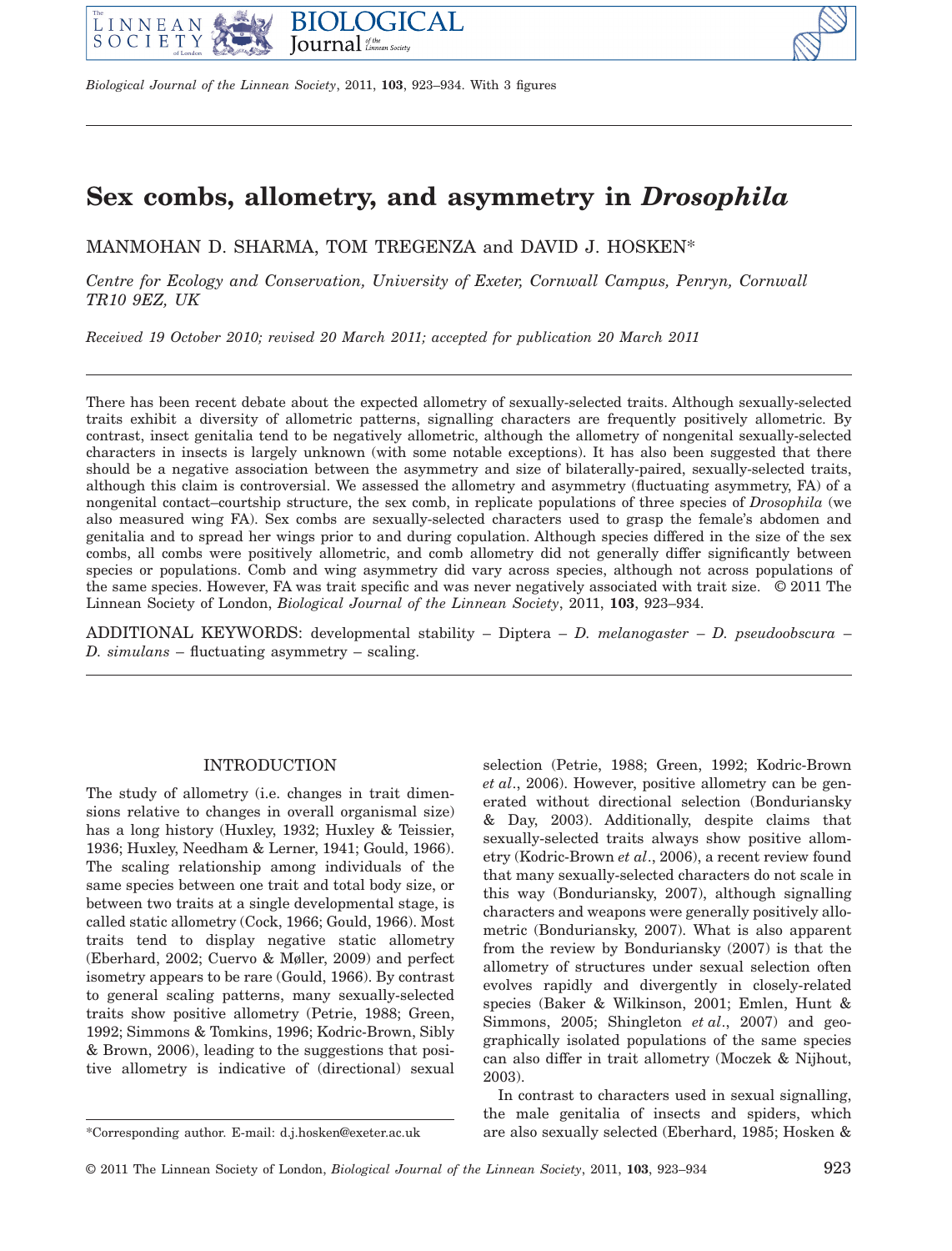# Sex combs, allometry, and asymmetry in *Drosophila*

MANMOHAN D. SHARMA, TOM TREGENZA and DAVID J. HOSKEN*

*Centre for Ecology and Conservation, University of Exeter, Cornwall Campus, Penryn, Cornwall TR10 9EZ, UK*

*Received 19 October 2010; revised 20 March 2011; accepted for publication 20 March 2011*

There has been recent debate about the expected allometry of sexually-selected traits. Although sexually-selected traits exhibit a diversity of allometric patterns, signalling characters are frequently positively allometric. By contrast, insect genitalia tend to be negatively allometric, although the allometry of nongenital sexually-selected characters in insects is largely unknown (with some notable exceptions). It has also been suggested that there should be a negative association between the asymmetry and size of bilaterally-paired, sexually-selected traits, although this claim is controversial. We assessed the allometry and asymmetry (fluctuating asymmetry, FA) of a nongenital contact–courtship structure, the sex comb, in replicate populations of three species of *Drosophila* (we also measured wing FA). Sex combs are sexually-selected characters used to grasp the female's abdomen and genitalia and to spread her wings prior to and during copulation. Although species differed in the size of the sex combs, all combs were positively allometric, and comb allometry did not generally differ significantly between species or populations. Comb and wing asymmetry did vary across species, although not across populations of the same species. However, FA was trait specific and was never negatively associated with trait size. © 2011 The Linnean Society of London, *Biological Journal of the Linnean Society*, 2011, **103**, 923–934.

ADDITIONAL KEYWORDS: developmental stability – Diptera – *D. melanogaster* – *D. pseudoobscura* – *D. simulans* – fluctuating asymmetry – scaling.

## INTRODUCTION

The study of allometry (i.e. changes in trait dimensions relative to changes in overall organismal size) has a long history (Huxley, 1932; Huxley & Teissier, 1936; Huxley, Needham & Lerner, 1941; Gould, 1966). The scaling relationship among individuals of the same species between one trait and total body size, or between two traits at a single developmental stage, is called static allometry (Cock, 1966; Gould, 1966). Most traits tend to display negative static allometry (Eberhard, 2002; Cuervo & Møller, 2009) and perfect isometry appears to be rare (Gould, 1966). By contrast to general scaling patterns, many sexually-selected traits show positive allometry (Petrie, 1988; Green, 1992; Simmons & Tomkins, 1996; Kodric-Brown, Sibly & Brown, 2006), leading to the suggestions that positive allometry is indicative of (directional) sexual selection (Petrie, 1988; Green, 1992; Kodric-Brown *et al*., 2006). However, positive allometry can be generated without directional selection (Bonduriansky & Day, 2003). Additionally, despite claims that sexually-selected traits always show positive allometry (Kodric-Brown *et al*., 2006), a recent review found that many sexually-selected characters do not scale in this way (Bonduriansky, 2007), although signalling characters and weapons were generally positively allometric (Bonduriansky, 2007). What is also apparent from the review by Bonduriansky (2007) is that the allometry of structures under sexual selection often evolves rapidly and divergently in closely-related species (Baker & Wilkinson, 2001; Emlen, Hunt & Simmons, 2005; Shingleton *et al*., 2007) and geographically isolated populations of the same species can also differ in trait allometry (Moczek & Nijhout, 2003).

In contrast to characters used in sexual signalling, the male genitalia of insects and spiders, which are also sexually selected (Eberhard, 1985; Hosken &

*Corresponding author. E-mail: d.j.hosken@exeter.ac.uk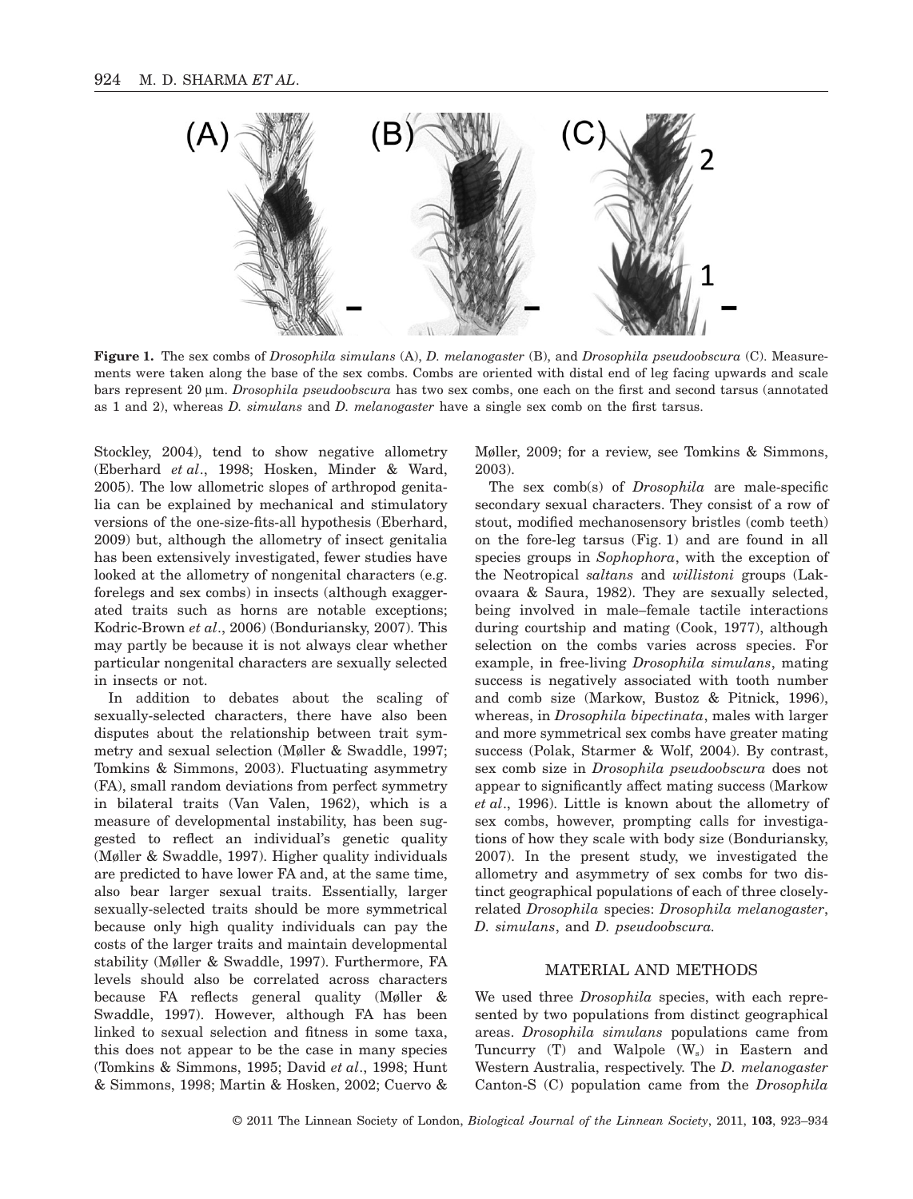**Figure 1.** The sex combs of *Drosophila simulans* (A), *D. melanogaster* (B), and *Drosophila pseudoobscura* (C). Measurements were taken along the base of the sex combs. Combs are oriented with distal end of leg facing upwards and scale bars represent 20 μm. *Drosophila pseudoobscura* has two sex combs, one each on the first and second tarsus (annotated as 1 and 2), whereas *D. simulans* and *D. melanogaster* have a single sex comb on the first tarsus.

Stockley, 2004), tend to show negative allometry (Eberhard *et al*., 1998; Hosken, Minder & Ward, 2005). The low allometric slopes of arthropod genitalia can be explained by mechanical and stimulatory versions of the one-size-fits-all hypothesis (Eberhard, 2009) but, although the allometry of insect genitalia has been extensively investigated, fewer studies have looked at the allometry of nongenital characters (e.g. forelegs and sex combs) in insects (although exaggerated traits such as horns are notable exceptions; Kodric-Brown *et al*., 2006) (Bonduriansky, 2007). This may partly be because it is not always clear whether particular nongenital characters are sexually selected in insects or not.

In addition to debates about the scaling of sexually-selected characters, there have also been disputes about the relationship between trait symmetry and sexual selection (Møller & Swaddle, 1997; Tomkins & Simmons, 2003). Fluctuating asymmetry (FA), small random deviations from perfect symmetry in bilateral traits (Van Valen, 1962), which is a measure of developmental instability, has been suggested to reflect an individual's genetic quality (Møller & Swaddle, 1997). Higher quality individuals are predicted to have lower FA and, at the same time, also bear larger sexual traits. Essentially, larger sexually-selected traits should be more symmetrical because only high quality individuals can pay the costs of the larger traits and maintain developmental stability (Møller & Swaddle, 1997). Furthermore, FA levels should also be correlated across characters because FA reflects general quality (Møller & Swaddle, 1997). However, although FA has been linked to sexual selection and fitness in some taxa, this does not appear to be the case in many species (Tomkins & Simmons, 1995; David *et al*., 1998; Hunt & Simmons, 1998; Martin & Hosken, 2002; Cuervo & Møller, 2009; for a review, see Tomkins & Simmons, 2003).

The sex comb(s) of *Drosophila* are male-specific secondary sexual characters. They consist of a row of stout, modified mechanosensory bristles (comb teeth) on the fore-leg tarsus (Fig. 1) and are found in all species groups in *Sophophora*, with the exception of the Neotropical *saltans* and *willistoni* groups (Lakovaara & Saura, 1982). They are sexually selected, being involved in male–female tactile interactions during courtship and mating (Cook, 1977), although selection on the combs varies across species. For example, in free-living *Drosophila simulans*, mating success is negatively associated with tooth number and comb size (Markow, Bustoz & Pitnick, 1996), whereas, in *Drosophila bipectinata*, males with larger and more symmetrical sex combs have greater mating success (Polak, Starmer & Wolf, 2004). By contrast, sex comb size in *Drosophila pseudoobscura* does not appear to significantly affect mating success (Markow *et al*., 1996). Little is known about the allometry of sex combs, however, prompting calls for investigations of how they scale with body size (Bonduriansky, 2007). In the present study, we investigated the allometry and asymmetry of sex combs for two distinct geographical populations of each of three closely-related *Drosophila* species: *Drosophila melanogaster*, *D. simulans*, and *D. pseudoobscura*.

## MATERIAL AND METHODS

We used three *Drosophila* species, with each represented by two populations from distinct geographical areas. *Drosophila simulans* populations came from Tuncurry (T) and Walpole ($W_s$) in Eastern and Western Australia, respectively. The *D. melanogaster* Canton-S (C) population came from the *Drosophila*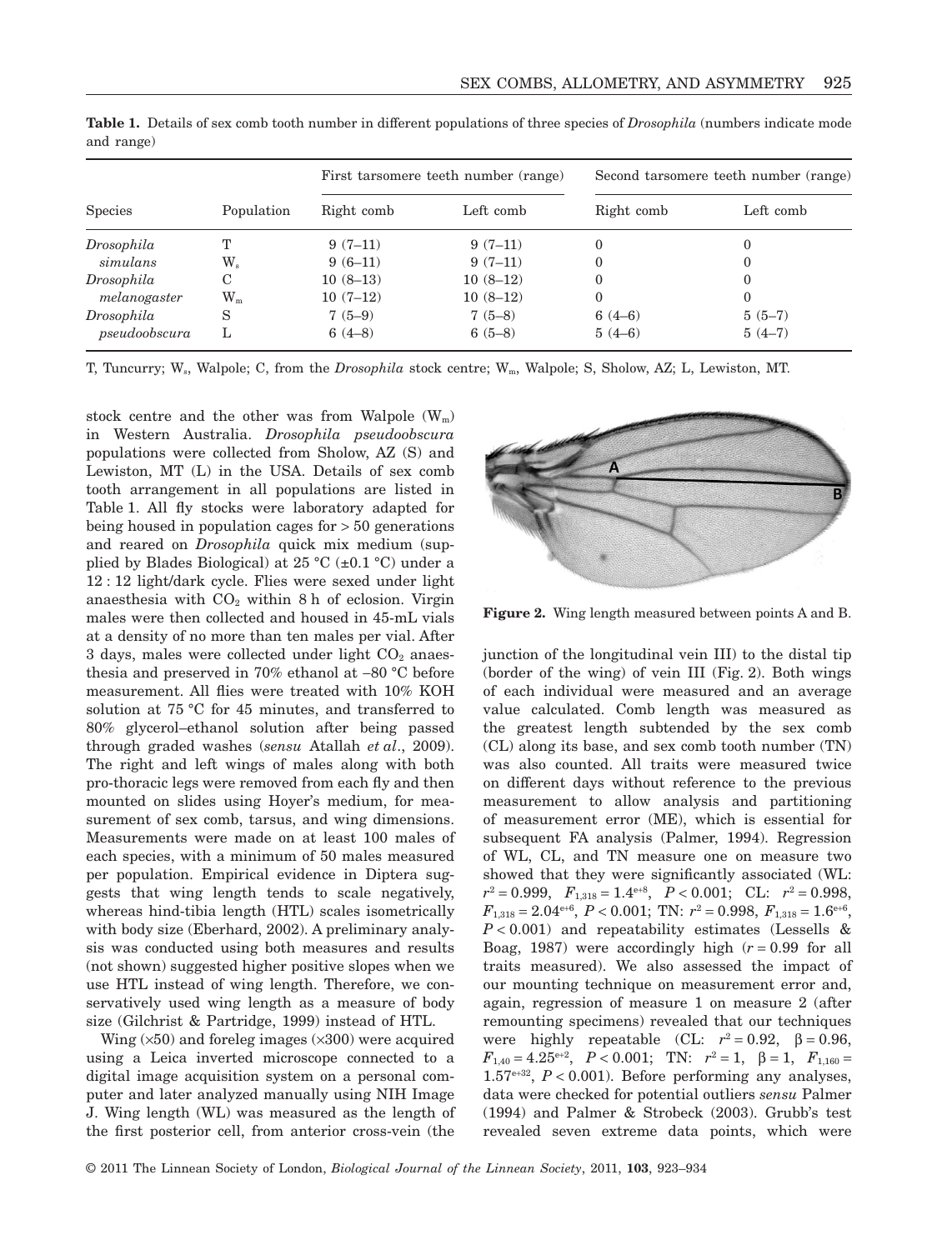**Table 1.** Details of sex comb tooth number in different populations of three species of *Drosophila* (numbers indicate mode and range)

| Species | Population | First tarsomere teeth number (range) | | Second tarsomere teeth number (range) | |
|---|---|---|---|---|---|
| | | Right comb | Left comb | Right comb | Left comb |
| *Drosophila simulans* | T | 9 (7–11) | 9 (7–11) | 0 | 0 |
| | $W_s$ | 9 (6–11) | 9 (7–11) | 0 | 0 |
| *Drosophila melanogaster* | C | 10 (8–13) | 10 (8–12) | 0 | 0 |
| | $W_m$ | 10 (7–12) | 10 (8–12) | 0 | 0 |
| *Drosophila pseudoobscura* | S | 7 (5–9) | 7 (5–8) | 6 (4–6) | 5 (5–7) |
| | L | 6 (4–8) | 6 (5–8) | 5 (4–6) | 5 (4–7) |

T, Tuncurry; $W_s$, Walpole; C, from the *Drosophila* stock centre; $W_m$, Walpole; S, Sholow, AZ; L, Lewiston, MT.

stock centre and the other was from Walpole ($W_m$) in Western Australia. *Drosophila pseudoobscura* populations were collected from Sholow, AZ (S) and Lewiston, MT (L) in the USA. Details of sex comb tooth arrangement in all populations are listed in Table 1. All fly stocks were laboratory adapted for being housed in population cages for > 50 generations and reared on *Drosophila* quick mix medium (supplied by Blades Biological) at 25 °C (±0.1 °C) under a 12 : 12 light/dark cycle. Flies were sexed under light anaesthesia with $CO_2$ within 8 h of eclosion. Virgin males were then collected and housed in 45-mL vials at a density of no more than ten males per vial. After 3 days, males were collected under light $CO_2$ anaesthesia and preserved in 70% ethanol at –80 °C before measurement. All flies were treated with 10% KOH solution at 75 °C for 45 minutes, and transferred to 80% glycerol–ethanol solution after being passed through graded washes (*sensu* Atallah *et al*., 2009). The right and left wings of males along with both pro-thoracic legs were removed from each fly and then mounted on slides using Hoyer's medium, for measurement of sex comb, tarsus, and wing dimensions. Measurements were made on at least 100 males of each species, with a minimum of 50 males measured per population. Empirical evidence in Diptera suggests that wing length tends to scale negatively, whereas hind-tibia length (HTL) scales isometrically with body size (Eberhard, 2002). A preliminary analysis was conducted using both measures and results (not shown) suggested higher positive slopes when we use HTL instead of wing length. Therefore, we conservatively used wing length as a measure of body size (Gilchrist & Partridge, 1999) instead of HTL.

Wing (×50) and foreleg images (×300) were acquired using a Leica inverted microscope connected to a digital image acquisition system on a personal computer and later analyzed manually using NIH Image J. Wing length (WL) was measured as the length of the first posterior cell, from anterior cross-vein (the junction of the longitudinal vein III) to the distal tip (border of the wing) of vein III (Fig. 2). Both wings of each individual were measured and an average value calculated. Comb length was measured as the greatest length subtended by the sex comb (CL) along its base, and sex comb tooth number (TN) was also counted. All traits were measured twice on different days without reference to the previous measurement to allow analysis and partitioning of measurement error (ME), which is essential for subsequent FA analysis (Palmer, 1994). Regression of WL, CL, and TN measure one on measure two showed that they were significantly associated (WL: $r^2 = 0.999$, $F_{1,318} = 1.4^{e+8}$, $P < 0.001$; CL: $r^2 = 0.998$, $F_{1,318} = 2.04^{e+6}$, $P < 0.001$; TN: $r^2 = 0.998$, $F_{1,318} = 1.6^{e+6}$, $P < 0.001$) and repeatability estimates (Lessells & Boag, 1987) were accordingly high ($r = 0.99$ for all traits measured). We also assessed the impact of our mounting technique on measurement error and, again, regression of measure 1 on measure 2 (after remounting specimens) revealed that our techniques were highly repeatable (CL: $r^2 = 0.92$, $\beta = 0.96$, $F_{1,40} = 4.25^{e+2}$, $P < 0.001$; TN: $r^2 = 1$, $\beta = 1$, $F_{1,160} = 1.57^{e+32}$, $P < 0.001$). Before performing any analyses, data were checked for potential outliers *sensu* Palmer (1994) and Palmer & Strobeck (2003). Grubb's test revealed seven extreme data points, which were

**Figure 2.** Wing length measured between points A and B.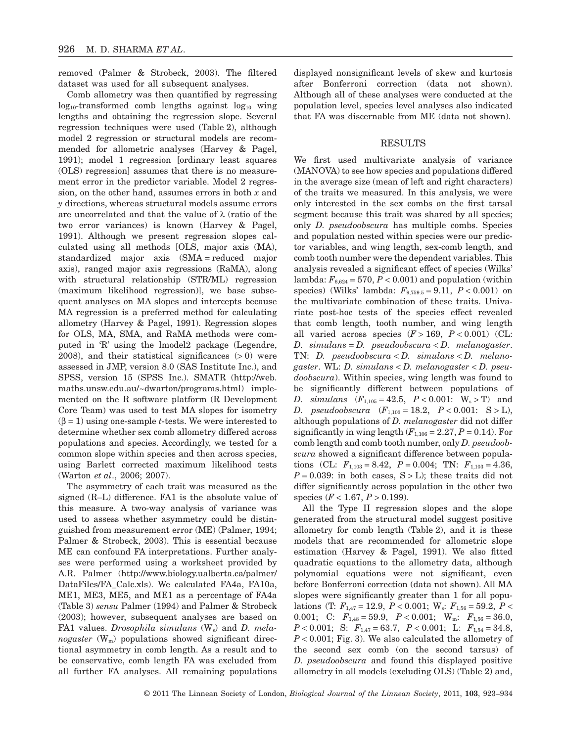removed (Palmer & Strobeck, 2003). The filtered dataset was used for all subsequent analyses.

Comb allometry was then quantified by regressing $\log_{10}$-transformed comb lengths against $\log_{10}$ wing lengths and obtaining the regression slope. Several regression techniques were used (Table 2), although model 2 regression or structural models are recommended for allometric analyses (Harvey & Pagel, 1991); model 1 regression [ordinary least squares (OLS) regression] assumes that there is no measurement error in the predictor variable. Model 2 regression, on the other hand, assumes errors in both *x* and *y* directions, whereas structural models assume errors are uncorrelated and that the value of $\lambda$ (ratio of the two error variances) is known (Harvey & Pagel, 1991). Although we present regression slopes calculated using all methods [OLS, major axis (MA), standardized major axis (SMA = reduced major axis), ranged major axis regressions (RaMA), along with structural relationship (STR/ML) regression (maximum likelihood regression)], we base subsequent analyses on MA slopes and intercepts because MA regression is a preferred method for calculating allometry (Harvey & Pagel, 1991). Regression slopes for OLS, MA, SMA, and RaMA methods were computed in 'R' using the lmodel2 package (Legendre, 2008), and their statistical significances (> 0) were assessed in JMP, version 8.0 (SAS Institute Inc.), and SPSS, version 15 (SPSS Inc.). SMATR (http://web.maths.unsw.edu.au/~dwarton/programs.html) implemented on the R software platform (R Development Core Team) was used to test MA slopes for isometry ($\beta = 1$) using one-sample *t*-tests. We were interested to determine whether sex comb allometry differed across populations and species. Accordingly, we tested for a common slope within species and then across species, using Barlett corrected maximum likelihood tests (Warton *et al*., 2006; 2007).

The asymmetry of each trait was measured as the signed (R–L) difference. FA1 is the absolute value of this measure. A two-way analysis of variance was used to assess whether asymmetry could be distinguished from measurement error (ME) (Palmer, 1994; Palmer & Strobeck, 2003). This is essential because ME can confound FA interpretations. Further analyses were performed using a worksheet provided by A.R. Palmer (http://www.biology.ualberta.ca/palmer/DataFiles/FA_Calc.xls). We calculated FA4a, FA10a, ME1, ME3, ME5, and ME1 as a percentage of FA4a (Table 3) *sensu* Palmer (1994) and Palmer & Strobeck (2003); however, subsequent analyses are based on FA1 values. *Drosophila simulans* ($W_s$) and *D. melanogaster* ($W_m$) populations showed significant directional asymmetry in comb length. As a result and to be conservative, comb length FA was excluded from all further FA analyses. All remaining populations displayed nonsignificant levels of skew and kurtosis after Bonferroni correction (data not shown). Although all of these analyses were conducted at the population level, species level analyses also indicated that FA was discernable from ME (data not shown).

## RESULTS

We first used multivariate analysis of variance (MANOVA) to see how species and populations differed in the average size (mean of left and right characters) of the traits we measured. In this analysis, we were only interested in the sex combs on the first tarsal segment because this trait was shared by all species; only *D. pseudoobscura* has multiple combs. Species and population nested within species were our predictor variables, and wing length, sex-comb length, and comb tooth number were the dependent variables. This analysis revealed a significant effect of species (Wilks' lambda: $F_{6,624} = 570$, $P < 0.001$) and population (within species) (Wilks' lambda: $F_{9,759.5} = 9.11$, $P < 0.001$) on the multivariate combination of these traits. Univariate post-hoc tests of the species effect revealed that comb length, tooth number, and wing length all varied across species ($F > 169$, $P < 0.001$) (CL: *D. simulans* = *D. pseudoobscura* < *D. melanogaster*. TN: *D. pseudoobscura* < *D. simulans* < *D. melanogaster*. WL: *D. simulans* < *D. melanogaster* < *D. pseudoobscura*). Within species, wing length was found to be significantly different between populations of *D. simulans* ($F_{1,105} = 42.5$, $P < 0.001$: $W_s > T$) and *D. pseudoobscura* ($F_{1,103} = 18.2$, $P < 0.001$: $S > L$), although populations of *D. melanogaster* did not differ significantly in wing length ($F_{1,106} = 2.27$, $P = 0.14$). For comb length and comb tooth number, only *D. pseudoobscura* showed a significant difference between populations (CL: $F_{1,103} = 8.42$, $P = 0.004$; TN: $F_{1,103} = 4.36$, $P = 0.039$: in both cases, $S > L$); these traits did not differ significantly across population in the other two species ($F < 1.67$, $P > 0.199$).

All the Type II regression slopes and the slope generated from the structural model suggest positive allometry for comb length (Table 2), and it is these models that are recommended for allometric slope estimation (Harvey & Pagel, 1991). We also fitted quadratic equations to the allometry data, although polynomial equations were not significant, even before Bonferroni correction (data not shown). All MA slopes were significantly greater than 1 for all populations (T: $F_{1,47} = 12.9$, $P < 0.001$; $W_s$: $F_{1,56} = 59.2$, $P < 0.001$; C: $F_{1,48} = 59.9$, $P < 0.001$; $W_m$: $F_{1,56} = 36.0$, $P < 0.001$; S: $F_{1,47} = 63.7$, $P < 0.001$; L: $F_{1,54} = 34.8$, $P < 0.001$; Fig. 3). We also calculated the allometry of the second sex comb (on the second tarsus) of *D. pseudoobscura* and found this displayed positive allometry in all models (excluding OLS) (Table 2) and,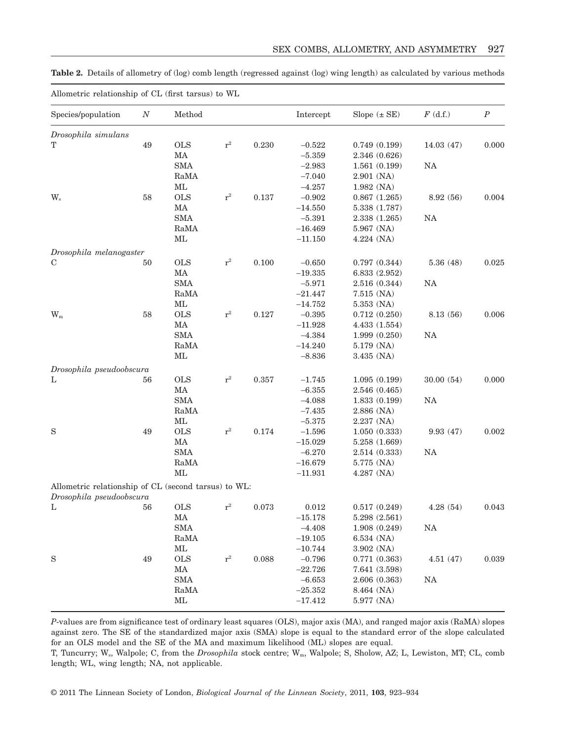**Table 2.** Details of allometry of (log) comb length (regressed against (log) wing length) as calculated by various methods

| Species/population | $N$ | Method | | | Intercept | Slope (± SE) | $F$ (d.f.) | $P$ |
|---|---|---|---|---|---|---|---|---|
| *Allometric relationship of CL (first tarsus) to WL* | | | | | | | | |
| *Drosophila simulans* | | | | | | | | |
| T | 49 | OLS | $r^2$ | 0.230 | −0.522 | 0.749 (0.199) | 14.03 (47) | 0.000 |
| | | MA | | | −5.359 | 2.346 (0.626) | | |
| | | SMA | | | −2.983 | 1.561 (0.199) | NA | |
| | | RaMA | | | −7.040 | 2.901 (NA) | | |
| | | ML | | | −4.257 | 1.982 (NA) | | |
| $W_s$ | 58 | OLS | $r^2$ | 0.137 | −0.902 | 0.867 (1.265) | 8.92 (56) | 0.004 |
| | | MA | | | −14.550 | 5.338 (1.787) | | |
| | | SMA | | | −5.391 | 2.338 (1.265) | NA | |
| | | RaMA | | | −16.469 | 5.967 (NA) | | |
| | | ML | | | −11.150 | 4.224 (NA) | | |
| *Drosophila melanogaster* | | | | | | | | |
| C | 50 | OLS | $r^2$ | 0.100 | −0.650 | 0.797 (0.344) | 5.36 (48) | 0.025 |
| | | MA | | | −19.335 | 6.833 (2.952) | | |
| | | SMA | | | −5.971 | 2.516 (0.344) | NA | |
| | | RaMA | | | −21.447 | 7.515 (NA) | | |
| | | ML | | | −14.752 | 5.353 (NA) | | |
| $W_m$ | 58 | OLS | $r^2$ | 0.127 | −0.395 | 0.712 (0.250) | 8.13 (56) | 0.006 |
| | | MA | | | −11.928 | 4.433 (1.554) | | |
| | | SMA | | | −4.384 | 1.999 (0.250) | NA | |
| | | RaMA | | | −14.240 | 5.179 (NA) | | |
| | | ML | | | −8.836 | 3.435 (NA) | | |
| *Drosophila pseudoobscura* | | | | | | | | |
| L | 56 | OLS | $r^2$ | 0.357 | −1.745 | 1.095 (0.199) | 30.00 (54) | 0.000 |
| | | MA | | | −6.355 | 2.546 (0.465) | | |
| | | SMA | | | −4.088 | 1.833 (0.199) | NA | |
| | | RaMA | | | −7.435 | 2.886 (NA) | | |
| | | ML | | | −5.375 | 2.237 (NA) | | |
| S | 49 | OLS | $r^2$ | 0.174 | −1.596 | 1.050 (0.333) | 9.93 (47) | 0.002 |
| | | MA | | | −15.029 | 5.258 (1.669) | | |
| | | SMA | | | −6.270 | 2.514 (0.333) | NA | |
| | | RaMA | | | −16.679 | 5.775 (NA) | | |
| | | ML | | | −11.931 | 4.287 (NA) | | |
| *Allometric relationship of CL (second tarsus) to WL:* | | | | | | | | |
| *Drosophila pseudoobscura* | | | | | | | | |
| L | 56 | OLS | $r^2$ | 0.073 | 0.012 | 0.517 (0.249) | 4.28 (54) | 0.043 |
| | | MA | | | −15.178 | 5.298 (2.561) | | |
| | | SMA | | | −4.408 | 1.908 (0.249) | NA | |
| | | RaMA | | | −19.105 | 6.534 (NA) | | |
| | | ML | | | −10.744 | 3.902 (NA) | | |
| S | 49 | OLS | $r^2$ | 0.088 | −0.796 | 0.771 (0.363) | 4.51 (47) | 0.039 |
| | | MA | | | −22.726 | 7.641 (3.598) | | |
| | | SMA | | | −6.653 | 2.606 (0.363) | NA | |
| | | RaMA | | | −25.352 | 8.464 (NA) | | |
| | | ML | | | −17.412 | 5.977 (NA) | | |

*P*-values are from significance test of ordinary least squares (OLS), major axis (MA), and ranged major axis (RaMA) slopes against zero. The SE of the standardized major axis (SMA) slope is equal to the standard error of the slope calculated for an OLS model and the SE of the MA and maximum likelihood (ML) slopes are equal.

T, Tuncurry; $W_s$, Walpole; C, from the *Drosophila* stock centre; $W_m$, Walpole; S, Sholow, AZ; L, Lewiston, MT; CL, comb length; WL, wing length; NA, not applicable.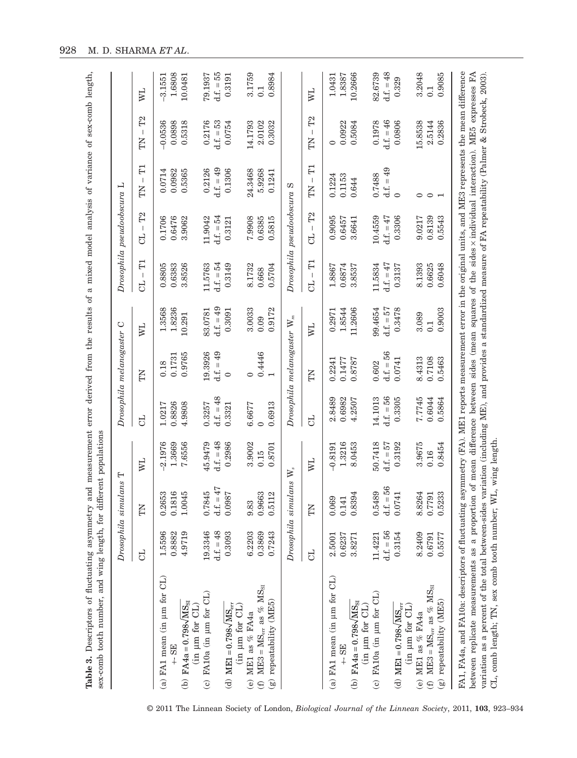**Table 3.** Descriptors of fluctuating asymmetry and measurement error derived from the results of a mixed model analysis of variance of sex-comb length, sex-comb tooth number, and wing length, for different populations

| | *Drosophila simulans* T | | | *Drosophila melanogaster* C | | | *Drosophila pseudoobscura* L | | | | |
|---|---|---|---|---|---|---|---|---|---|---|---|
| | CL | TN | WL | CL | TN | WL | CL – T1 | CL – T2 | TN – T1 | TN – T2 | WL |
| (a) FA1 mean (in μm for CL) | 1.5596 | 0.2653 | –2.1976 | 1.0217 | 0.18 | 1.3568 | 0.8805 | 0.1706 | 0.0714 | –0.0536 | –3.1551 |
| + SE | 0.8882 | 0.1816 | 1.3669 | 0.8826 | 0.1731 | 1.8236 | 0.6383 | 0.6476 | 0.0982 | 0.0898 | 1.6808 |
| (b) FA4a = $0.798\sqrt{MS_{SI}}$ (in μm for CL) | 4.9719 | 1.0045 | 7.6556 | 4.9808 | 0.9765 | 10.291 | 3.8526 | 3.9062 | 0.5365 | 0.5318 | 10.0481 |
| (c) FA10a (in μm for CL) | 19.3346 | 0.7845 | 45.9479 | 0.3257 | 19.3926 | 83.0781 | 11.5763 | 11.9042 | 0.2126 | 0.2176 | 79.1937 |
| | d.f. = 48 | d.f. = 47 | d.f. = 48 | d.f. = 48 | d.f. = 49 | d.f. = 49 | d.f. = 54 | d.f. = 54 | d.f. = 49 | d.f. = 53 | d.f. = 55 |
| (d) ME1 = $0.798\sqrt{MS_{err}}$ (in μm for CL) | 0.3093 | 0.0987 | 0.2986 | 0.3321 | 0 | 0.3091 | 0.3149 | 0.3121 | 0.1306 | 0.0754 | 0.3191 |
| (e) ME1 as % FA4a | 6.2203 | 9.83 | 3.9002 | 6.6677 | 0 | 3.0033 | 8.1732 | 7.9908 | 24.3468 | 14.1793 | 3.1759 |
| (f) ME3 = $MS_{err}$ as % $MS_{SI}$ | 0.3869 | 0.9663 | 0.15 | 0 | 0.4446 | 0.09 | 0.668 | 0.6385 | 5.9268 | 2.0102 | 0.1 |
| (g) repeatability (ME5) | 0.7243 | 0.5112 | 0.8701 | 0.6913 | 1 | 0.9172 | 0.5704 | 0.5815 | 0.1241 | 0.3032 | 0.8984 |
| | *Drosophila simulans* $W_s$ | | | *Drosophila melanogaster* $W_m$ | | | *Drosophila pseudoobscura* S | | | | |
| | CL | TN | WL | CL | TN | WL | CL – T1 | CL – T2 | TN – T1 | TN – T2 | WL |
| (a) FA1 mean (in μm for CL) | 2.5001 | 0.069 | –0.8191 | 2.8489 | 0.2241 | 0.2971 | 1.8867 | 0.9095 | 0.1224 | 0 | 1.0431 |
| + SE | 0.6237 | 0.141 | 1.3216 | 0.6982 | 0.1477 | 1.8544 | 0.6874 | 0.6457 | 0.1153 | 0.0922 | 1.8387 |
| (b) FA4a = $0.798\sqrt{MS_{SI}}$ (in μm for CL) | 3.8271 | 0.8394 | 8.0453 | 4.2507 | 0.8787 | 11.2606 | 3.8537 | 3.6641 | 0.644 | 0.5084 | 10.2666 |
| (c) FA10a (in μm for CL) | 11.4221 | 0.5489 | 50.7418 | 14.1013 | 0.602 | 99.4654 | 11.5834 | 10.4559 | 0.7488 | 0.1978 | 82.6739 |
| | d.f. = 56 | d.f. = 56 | d.f. = 57 | d.f. = 56 | d.f. = 56 | d.f. = 57 | d.f. = 47 | d.f. = 47 | d.f. = 49 | d.f. = 46 | d.f. = 48 |
| (d) ME1 = $0.798\sqrt{MS_{err}}$ (in μm for CL) | 0.3154 | 0.0741 | 0.3192 | 0.3305 | 0.0741 | 0.3478 | 0.3137 | 0.3306 | 0 | 0.0806 | 0.329 |
| (e) ME1 as % FA4a | 8.2409 | 8.8264 | 3.9675 | 7.7745 | 8.4313 | 3.089 | 8.1393 | 9.0217 | 0 | 15.8538 | 3.2048 |
| (f) ME3 = $MS_{err}$ as % $MS_{SI}$ | 0.6791 | 0.7791 | 0.16 | 0.6044 | 0.7108 | 0.1 | 0.6625 | 0.8139 | 0 | 2.5144 | 0.1 |
| (g) repeatability (ME5) | 0.5577 | 0.5233 | 0.8454 | 0.5864 | 0.5463 | 0.9003 | 0.6048 | 0.5543 | 1 | 0.2836 | 0.9085 |

FA1, FA4a, and FA10a: descriptors of fluctuating asymmetry (FA). ME1 reports measurement error in the original units, and ME3 represents the mean difference between replicate measurements as a proportion of mean difference between sides (mean squares of the sides × individual interaction). ME5 expresses FA variation as a percent of the total between-sides variation (including ME), and provides a standardized measure of FA repeatability (Palmer & Strobeck, 2003). CL, comb length; TN, sex comb tooth number; WL, wing length.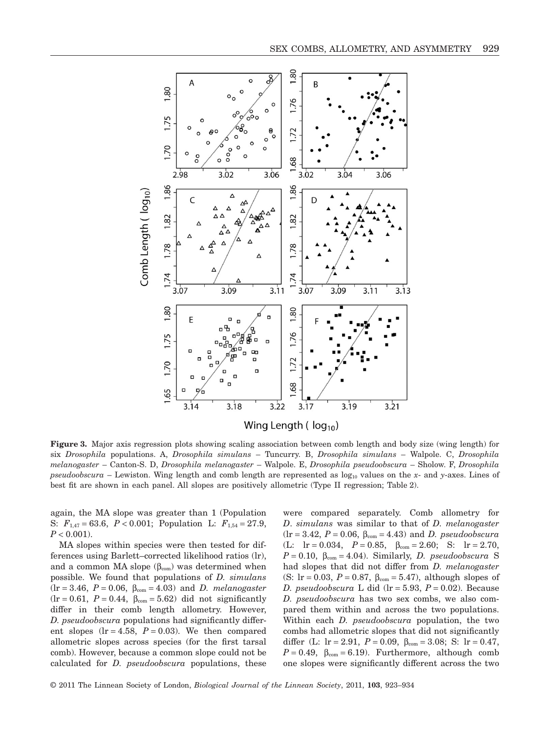**Figure 3.** Major axis regression plots showing scaling association between comb length and body size (wing length) for six *Drosophila* populations. A, *Drosophila simulans* – Tuncurry. B, *Drosophila simulans* – Walpole. C, *Drosophila melanogaster* – Canton-S. D, *Drosophila melanogaster* – Walpole. E, *Drosophila pseudoobscura* – Sholow. F, *Drosophila pseudoobscura* – Lewiston. Wing length and comb length are represented as $\log_{10}$ values on the *x*- and *y*-axes. Lines of best fit are shown in each panel. All slopes are positively allometric (Type II regression; Table 2).

again, the MA slope was greater than 1 (Population S: $F_{1,47} = 63.6$, $P < 0.001$; Population L: $F_{1,54} = 27.9$, $P < 0.001$).

MA slopes within species were then tested for differences using Barlett–corrected likelihood ratios (lr), and a common MA slope ($\beta_{com}$) was determined when possible. We found that populations of *D. simulans* ($\text{lr} = 3.46$, $P = 0.06$, $\beta_{com} = 4.03$) and *D. melanogaster* ($\text{lr} = 0.61$, $P = 0.44$, $\beta_{com} = 5.62$) did not significantly differ in their comb length allometry. However, *D. pseudoobscura* populations had significantly different slopes ($\text{lr} = 4.58$, $P = 0.03$). We then compared allometric slopes across species (for the first tarsal comb). However, because a common slope could not be calculated for *D. pseudoobscura* populations, these were compared separately. Comb allometry for *D. simulans* was similar to that of *D. melanogaster* ($\text{lr} = 3.42$, $P = 0.06$, $\beta_{com} = 4.43$) and *D. pseudoobscura* (L: $\text{lr} = 0.034$, $P = 0.85$, $\beta_{com} = 2.60$; S: $\text{lr} = 2.70$, $P = 0.10$, $\beta_{com} = 4.04$). Similarly, *D. pseudoobscura* S had slopes that did not differ from *D. melanogaster* (S: $\text{lr} = 0.03$, $P = 0.87$, $\beta_{com} = 5.47$), although slopes of *D. pseudoobscura* L did ($\text{lr} = 5.93$, $P = 0.02$). Because *D. pseudoobscura* has two sex combs, we also compared them within and across the two populations. Within each *D. pseudoobscura* population, the two combs had allometric slopes that did not significantly differ (L: $\text{lr} = 2.91$, $P = 0.09$, $\beta_{com} = 3.08$; S: $\text{lr} = 0.47$, $P = 0.49$, $\beta_{com} = 6.19$). Furthermore, although comb one slopes were significantly different across the two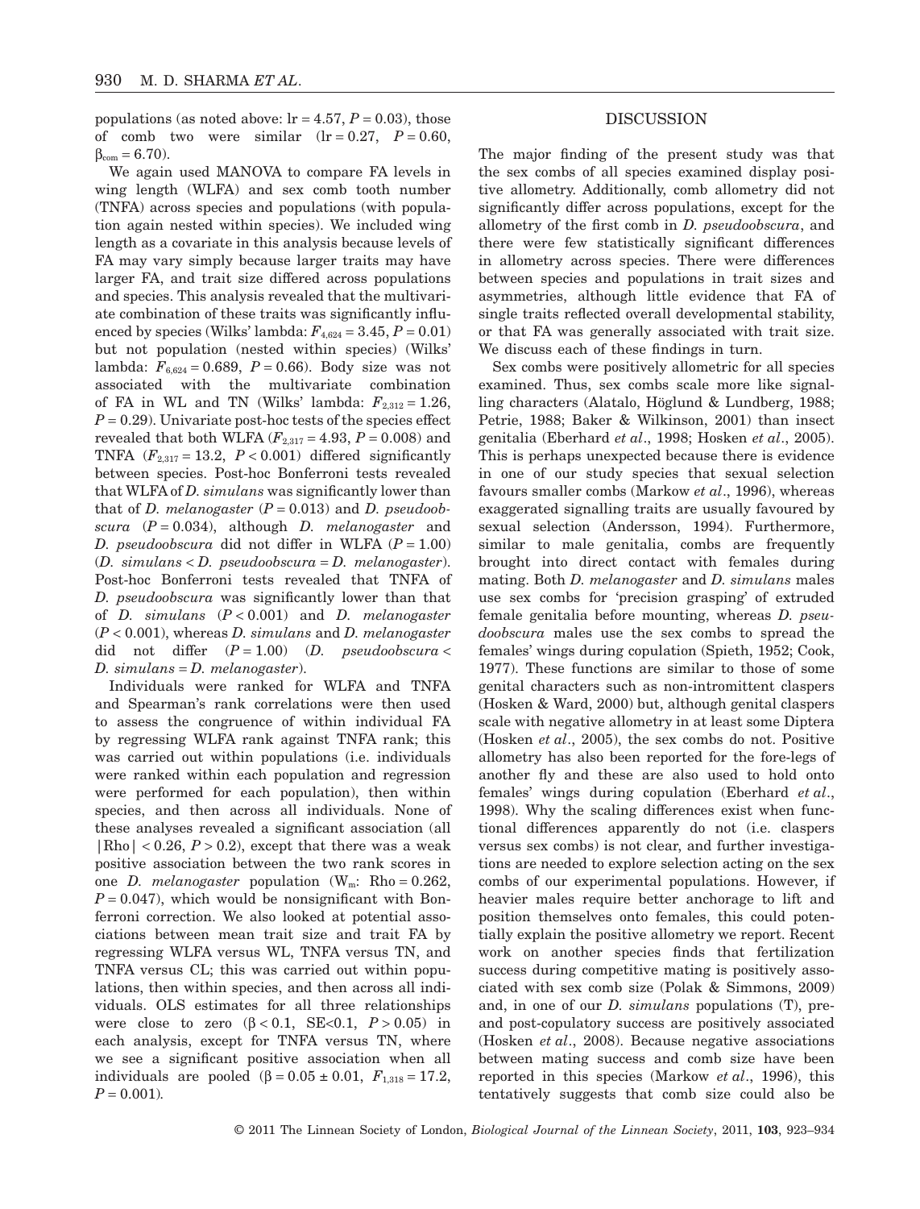populations (as noted above: $lr = 4.57$, $P = 0.03$), those of comb two were similar ($lr = 0.27$, $P = 0.60$, $\beta_{com} = 6.70$).

We again used MANOVA to compare FA levels in wing length (WLFA) and sex comb tooth number (TNFA) across species and populations (with population again nested within species). We included wing length as a covariate in this analysis because levels of FA may vary simply because larger traits may have larger FA, and trait size differed across populations and species. This analysis revealed that the multivariate combination of these traits was significantly influenced by species (Wilks' lambda: $F_{4,624} = 3.45$, $P = 0.01$) but not population (nested within species) (Wilks' lambda: $F_{6,624} = 0.689$, $P = 0.66$). Body size was not associated with the multivariate combination of FA in WL and TN (Wilks' lambda: $F_{2,312} = 1.26$, $P = 0.29$). Univariate post-hoc tests of the species effect revealed that both WLFA ($F_{2,317} = 4.93$, $P = 0.008$) and TNFA ($F_{2,317} = 13.2$, $P < 0.001$) differed significantly between species. Post-hoc Bonferroni tests revealed that WLFA of *D. simulans* was significantly lower than that of *D. melanogaster* ($P = 0.013$) and *D. pseudoobscura* ($P = 0.034$), although *D. melanogaster* and *D. pseudoobscura* did not differ in WLFA ($P = 1.00$) (*D. simulans* < *D. pseudoobscura* = *D. melanogaster*). Post-hoc Bonferroni tests revealed that TNFA of *D. pseudoobscura* was significantly lower than that of *D. simulans* ($P < 0.001$) and *D. melanogaster* ($P < 0.001$), whereas *D. simulans* and *D. melanogaster* did not differ ($P = 1.00$) (*D. pseudoobscura* < *D. simulans* = *D. melanogaster*).

Individuals were ranked for WLFA and TNFA and Spearman's rank correlations were then used to assess the congruence of within individual FA by regressing WLFA rank against TNFA rank; this was carried out within populations (i.e. individuals were ranked within each population and regression were performed for each population), then within species, and then across all individuals. None of these analyses revealed a significant association (all $|Rho| < 0.26$, $P > 0.2$), except that there was a weak positive association between the two rank scores in one *D. melanogaster* population ($W_m$: $Rho = 0.262$, $P = 0.047$), which would be nonsignificant with Bonferroni correction. We also looked at potential associations between mean trait size and trait FA by regressing WLFA versus WL, TNFA versus TN, and TNFA versus CL; this was carried out within populations, then within species, and then across all individuals. OLS estimates for all three relationships were close to zero ($\beta < 0.1$, $SE<0.1$, $P > 0.05$) in each analysis, except for TNFA versus TN, where we see a significant positive association when all individuals are pooled ($\beta = 0.05 \pm 0.01$, $F_{1,318} = 17.2$, $P = 0.001$).

## DISCUSSION

The major finding of the present study was that the sex combs of all species examined display positive allometry. Additionally, comb allometry did not significantly differ across populations, except for the allometry of the first comb in *D. pseudoobscura*, and there were few statistically significant differences in allometry across species. There were differences between species and populations in trait sizes and asymmetries, although little evidence that FA of single traits reflected overall developmental stability, or that FA was generally associated with trait size. We discuss each of these findings in turn.

Sex combs were positively allometric for all species examined. Thus, sex combs scale more like signalling characters (Alatalo, Höglund & Lundberg, 1988; Petrie, 1988; Baker & Wilkinson, 2001) than insect genitalia (Eberhard *et al*., 1998; Hosken *et al*., 2005). This is perhaps unexpected because there is evidence in one of our study species that sexual selection favours smaller combs (Markow *et al*., 1996), whereas exaggerated signalling traits are usually favoured by sexual selection (Andersson, 1994). Furthermore, similar to male genitalia, combs are frequently brought into direct contact with females during mating. Both *D. melanogaster* and *D. simulans* males use sex combs for 'precision grasping' of extruded female genitalia before mounting, whereas *D. pseudoobscura* males use the sex combs to spread the females' wings during copulation (Spieth, 1952; Cook, 1977). These functions are similar to those of some genital characters such as non-intromittent claspers (Hosken & Ward, 2000) but, although genital claspers scale with negative allometry in at least some Diptera (Hosken *et al*., 2005), the sex combs do not. Positive allometry has also been reported for the fore-legs of another fly and these are also used to hold onto females' wings during copulation (Eberhard *et al*., 1998). Why the scaling differences exist when functional differences apparently do not (i.e. claspers versus sex combs) is not clear, and further investigations are needed to explore selection acting on the sex combs of our experimental populations. However, if heavier males require better anchorage to lift and position themselves onto females, this could potentially explain the positive allometry we report. Recent work on another species finds that fertilization success during competitive mating is positively associated with sex comb size (Polak & Simmons, 2009) and, in one of our *D. simulans* populations (T), pre- and post-copulatory success are positively associated (Hosken *et al*., 2008). Because negative associations between mating success and comb size have been reported in this species (Markow *et al*., 1996), this tentatively suggests that comb size could also be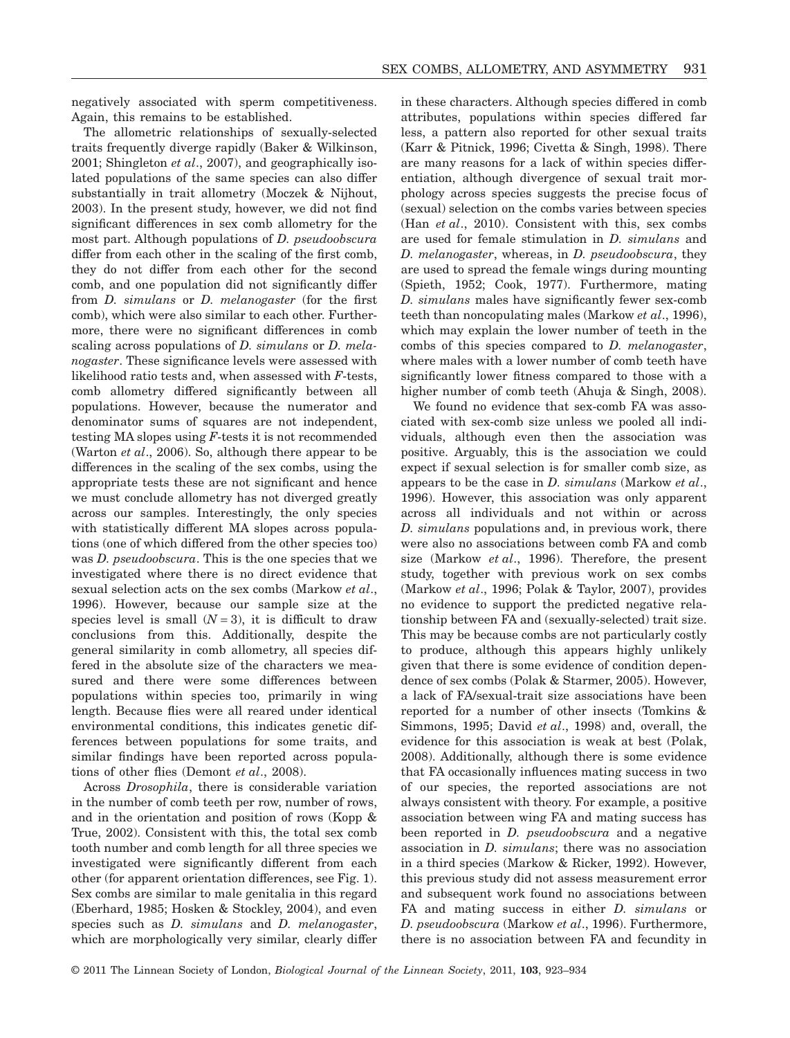negatively associated with sperm competitiveness. Again, this remains to be established.

The allometric relationships of sexually-selected traits frequently diverge rapidly (Baker & Wilkinson, 2001; Shingleton *et al*., 2007), and geographically isolated populations of the same species can also differ substantially in trait allometry (Moczek & Nijhout, 2003). In the present study, however, we did not find significant differences in sex comb allometry for the most part. Although populations of *D. pseudoobscura* differ from each other in the scaling of the first comb, they do not differ from each other for the second comb, and one population did not significantly differ from *D. simulans* or *D. melanogaster* (for the first comb), which were also similar to each other. Furthermore, there were no significant differences in comb scaling across populations of *D. simulans* or *D. melanogaster*. These significance levels were assessed with likelihood ratio tests and, when assessed with $F$-tests, comb allometry differed significantly between all populations. However, because the numerator and denominator sums of squares are not independent, testing MA slopes using $F$-tests it is not recommended (Warton *et al*., 2006). So, although there appear to be differences in the scaling of the sex combs, using the appropriate tests these are not significant and hence we must conclude allometry has not diverged greatly across our samples. Interestingly, the only species with statistically different MA slopes across populations (one of which differed from the other species too) was *D. pseudoobscura*. This is the one species that we investigated where there is no direct evidence that sexual selection acts on the sex combs (Markow *et al*., 1996). However, because our sample size at the species level is small ($N = 3$), it is difficult to draw conclusions from this. Additionally, despite the general similarity in comb allometry, all species differed in the absolute size of the characters we measured and there were some differences between populations within species too, primarily in wing length. Because flies were all reared under identical environmental conditions, this indicates genetic differences between populations for some traits, and similar findings have been reported across populations of other flies (Demont *et al*., 2008).

Across *Drosophila*, there is considerable variation in the number of comb teeth per row, number of rows, and in the orientation and position of rows (Kopp & True, 2002). Consistent with this, the total sex comb tooth number and comb length for all three species we investigated were significantly different from each other (for apparent orientation differences, see Fig. 1). Sex combs are similar to male genitalia in this regard (Eberhard, 1985; Hosken & Stockley, 2004), and even species such as *D. simulans* and *D. melanogaster*, which are morphologically very similar, clearly differ in these characters. Although species differed in comb attributes, populations within species differed far less, a pattern also reported for other sexual traits (Karr & Pitnick, 1996; Civetta & Singh, 1998). There are many reasons for a lack of within species differentiation, although divergence of sexual trait morphology across species suggests the precise focus of (sexual) selection on the combs varies between species (Han *et al*., 2010). Consistent with this, sex combs are used for female stimulation in *D. simulans* and *D. melanogaster*, whereas, in *D. pseudoobscura*, they are used to spread the female wings during mounting (Spieth, 1952; Cook, 1977). Furthermore, mating *D. simulans* males have significantly fewer sex-comb teeth than noncopulating males (Markow *et al*., 1996), which may explain the lower number of teeth in the combs of this species compared to *D. melanogaster*, where males with a lower number of comb teeth have significantly lower fitness compared to those with a higher number of comb teeth (Ahuja & Singh, 2008).

We found no evidence that sex-comb FA was associated with sex-comb size unless we pooled all individuals, although even then the association was positive. Arguably, this is the association we could expect if sexual selection is for smaller comb size, as appears to be the case in *D. simulans* (Markow *et al*., 1996). However, this association was only apparent across all individuals and not within or across *D. simulans* populations and, in previous work, there were also no associations between comb FA and comb size (Markow *et al*., 1996). Therefore, the present study, together with previous work on sex combs (Markow *et al*., 1996; Polak & Taylor, 2007), provides no evidence to support the predicted negative relationship between FA and (sexually-selected) trait size. This may be because combs are not particularly costly to produce, although this appears highly unlikely given that there is some evidence of condition dependence of sex combs (Polak & Starmer, 2005). However, a lack of FA/sexual-trait size associations have been reported for a number of other insects (Tomkins & Simmons, 1995; David *et al*., 1998) and, overall, the evidence for this association is weak at best (Polak, 2008). Additionally, although there is some evidence that FA occasionally influences mating success in two of our species, the reported associations are not always consistent with theory. For example, a positive association between wing FA and mating success has been reported in *D. pseudoobscura* and a negative association in *D. simulans*; there was no association in a third species (Markow & Ricker, 1992). However, this previous study did not assess measurement error and subsequent work found no associations between FA and mating success in either *D. simulans* or *D. pseudoobscura* (Markow *et al*., 1996). Furthermore, there is no association between FA and fecundity in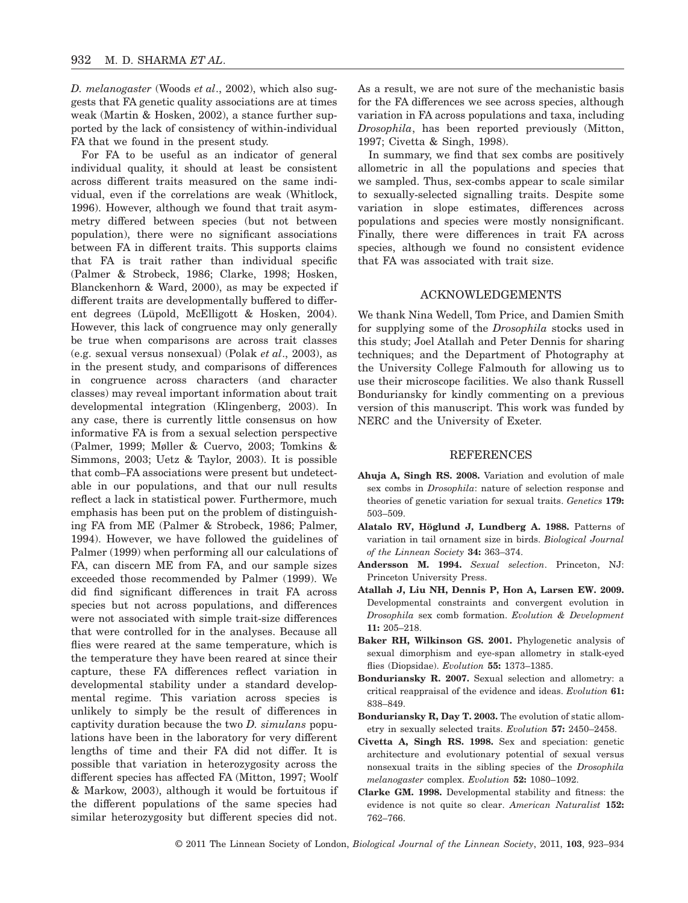*D. melanogaster* (Woods *et al*., 2002), which also suggests that FA genetic quality associations are at times weak (Martin & Hosken, 2002), a stance further supported by the lack of consistency of within-individual FA that we found in the present study.

For FA to be useful as an indicator of general individual quality, it should at least be consistent across different traits measured on the same individual, even if the correlations are weak (Whitlock, 1996). However, although we found that trait asymmetry differed between species (but not between population), there were no significant associations between FA in different traits. This supports claims that FA is trait rather than individual specific (Palmer & Strobeck, 1986; Clarke, 1998; Hosken, Blanckenhorn & Ward, 2000), as may be expected if different traits are developmentally buffered to different degrees (Lüpold, McElligott & Hosken, 2004). However, this lack of congruence may only generally be true when comparisons are across trait classes (e.g. sexual versus nonsexual) (Polak *et al*., 2003), as in the present study, and comparisons of differences in congruence across characters (and character classes) may reveal important information about trait developmental integration (Klingenberg, 2003). In any case, there is currently little consensus on how informative FA is from a sexual selection perspective (Palmer, 1999; Møller & Cuervo, 2003; Tomkins & Simmons, 2003; Uetz & Taylor, 2003). It is possible that comb–FA associations were present but undetectable in our populations, and that our null results reflect a lack in statistical power. Furthermore, much emphasis has been put on the problem of distinguishing FA from ME (Palmer & Strobeck, 1986; Palmer, 1994). However, we have followed the guidelines of Palmer (1999) when performing all our calculations of FA, can discern ME from FA, and our sample sizes exceeded those recommended by Palmer (1999). We did find significant differences in trait FA across species but not across populations, and differences were not associated with simple trait-size differences that were controlled for in the analyses. Because all flies were reared at the same temperature, which is the temperature they have been reared at since their capture, these FA differences reflect variation in developmental stability under a standard developmental regime. This variation across species is unlikely to simply be the result of differences in captivity duration because the two *D. simulans* populations have been in the laboratory for very different lengths of time and their FA did not differ. It is possible that variation in heterozygosity across the different species has affected FA (Mitton, 1997; Woolf & Markow, 2003), although it would be fortuitous if the different populations of the same species had similar heterozygosity but different species did not. As a result, we are not sure of the mechanistic basis for the FA differences we see across species, although variation in FA across populations and taxa, including *Drosophila*, has been reported previously (Mitton, 1997; Civetta & Singh, 1998).

In summary, we find that sex combs are positively allometric in all the populations and species that we sampled. Thus, sex-combs appear to scale similar to sexually-selected signalling traits. Despite some variation in slope estimates, differences across populations and species were mostly nonsignificant. Finally, there were differences in trait FA across species, although we found no consistent evidence that FA was associated with trait size.

## ACKNOWLEDGEMENTS

We thank Nina Wedell, Tom Price, and Damien Smith for supplying some of the *Drosophila* stocks used in this study; Joel Atallah and Peter Dennis for sharing techniques; and the Department of Photography at the University College Falmouth for allowing us to use their microscope facilities. We also thank Russell Bonduriansky for kindly commenting on a previous version of this manuscript. This work was funded by NERC and the University of Exeter.

## REFERENCES

**Ahuja A, Singh RS. 2008.** Variation and evolution of male sex combs in *Drosophila*: nature of selection response and theories of genetic variation for sexual traits. *Genetics* **179:** 503–509.

**Alatalo RV, Höglund J, Lundberg A. 1988.** Patterns of variation in tail ornament size in birds. *Biological Journal of the Linnean Society* **34:** 363–374.

**Andersson M. 1994.** *Sexual selection*. Princeton, NJ: Princeton University Press.

**Atallah J, Liu NH, Dennis P, Hon A, Larsen EW. 2009.** Developmental constraints and convergent evolution in *Drosophila* sex comb formation. *Evolution & Development* **11:** 205–218.

**Baker RH, Wilkinson GS. 2001.** Phylogenetic analysis of sexual dimorphism and eye-span allometry in stalk-eyed flies (Diopsidae). *Evolution* **55:** 1373–1385.

**Bonduriansky R. 2007.** Sexual selection and allometry: a critical reappraisal of the evidence and ideas. *Evolution* **61:** 838–849.

**Bonduriansky R, Day T. 2003.** The evolution of static allometry in sexually selected traits. *Evolution* **57:** 2450–2458.

**Civetta A, Singh RS. 1998.** Sex and speciation: genetic architecture and evolutionary potential of sexual versus nonsexual traits in the sibling species of the *Drosophila melanogaster* complex. *Evolution* **52:** 1080–1092.

**Clarke GM. 1998.** Developmental stability and fitness: the evidence is not quite so clear. *American Naturalist* **152:** 762–766.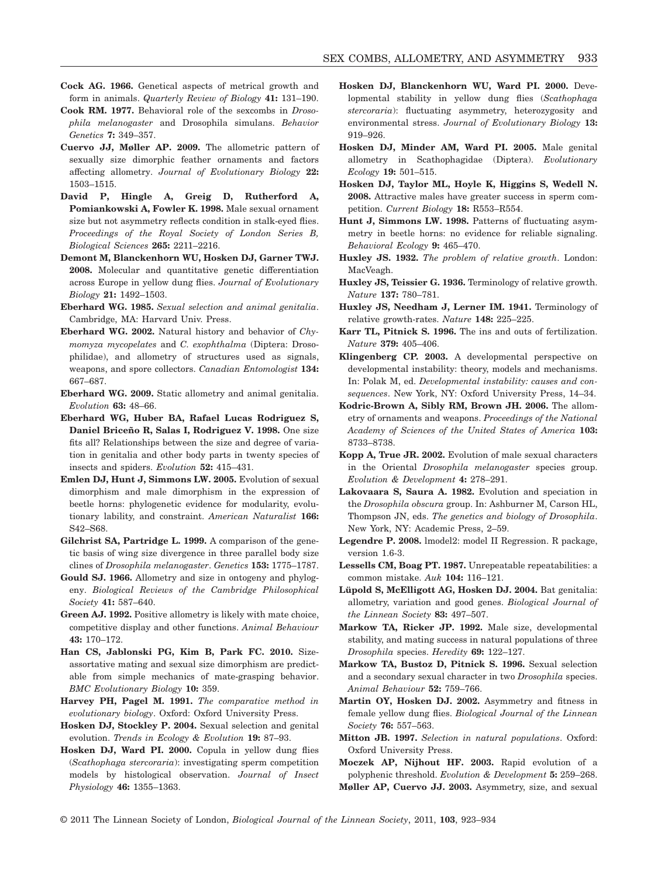**Cock AG. 1966.** Genetical aspects of metrical growth and form in animals. *Quarterly Review of Biology* **41:** 131–190.

**Cook RM. 1977.** Behavioral role of the sexcombs in *Drosophila melanogaster* and Drosophila simulans. *Behavior Genetics* **7:** 349–357.

**Cuervo JJ, Møller AP. 2009.** The allometric pattern of sexually size dimorphic feather ornaments and factors affecting allometry. *Journal of Evolutionary Biology* **22:** 1503–1515.

**David P, Hingle A, Greig D, Rutherford A, Pomiankowski A, Fowler K. 1998.** Male sexual ornament size but not asymmetry reflects condition in stalk-eyed flies. *Proceedings of the Royal Society of London Series B, Biological Sciences* **265:** 2211–2216.

**Demont M, Blanckenhorn WU, Hosken DJ, Garner TWJ. 2008.** Molecular and quantitative genetic differentiation across Europe in yellow dung flies. *Journal of Evolutionary Biology* **21:** 1492–1503.

**Eberhard WG. 1985.** *Sexual selection and animal genitalia*. Cambridge, MA: Harvard Univ. Press.

**Eberhard WG. 2002.** Natural history and behavior of *Chymomyza mycopelates* and *C. exophthalma* (Diptera: Drosophilidae), and allometry of structures used as signals, weapons, and spore collectors. *Canadian Entomologist* **134:** 667–687.

**Eberhard WG. 2009.** Static allometry and animal genitalia. *Evolution* **63:** 48–66.

**Eberhard WG, Huber BA, Rafael Lucas Rodriguez S, Daniel Briceño R, Salas I, Rodriguez V. 1998.** One size fits all? Relationships between the size and degree of variation in genitalia and other body parts in twenty species of insects and spiders. *Evolution* **52:** 415–431.

**Emlen DJ, Hunt J, Simmons LW. 2005.** Evolution of sexual dimorphism and male dimorphism in the expression of beetle horns: phylogenetic evidence for modularity, evolutionary lability, and constraint. *American Naturalist* **166:** S42–S68.

**Gilchrist SA, Partridge L. 1999.** A comparison of the genetic basis of wing size divergence in three parallel body size clines of *Drosophila melanogaster*. *Genetics* **153:** 1775–1787.

**Gould SJ. 1966.** Allometry and size in ontogeny and phylogeny. *Biological Reviews of the Cambridge Philosophical Society* **41:** 587–640.

**Green AJ. 1992.** Positive allometry is likely with mate choice, competitive display and other functions. *Animal Behaviour* **43:** 170–172.

**Han CS, Jablonski PG, Kim B, Park FC. 2010.** Size-assortative mating and sexual size dimorphism are predictable from simple mechanics of mate-grasping behavior. *BMC Evolutionary Biology* **10:** 359.

**Harvey PH, Pagel M. 1991.** *The comparative method in evolutionary biology*. Oxford: Oxford University Press.

**Hosken DJ, Stockley P. 2004.** Sexual selection and genital evolution. *Trends in Ecology & Evolution* **19:** 87–93.

**Hosken DJ, Ward PI. 2000.** Copula in yellow dung flies (*Scathophaga stercoraria*): investigating sperm competition models by histological observation. *Journal of Insect Physiology* **46:** 1355–1363.

**Hosken DJ, Blanckenhorn WU, Ward PI. 2000.** Developmental stability in yellow dung flies (*Scathophaga stercoraria*): fluctuating asymmetry, heterozygosity and environmental stress. *Journal of Evolutionary Biology* **13:** 919–926.

**Hosken DJ, Minder AM, Ward PI. 2005.** Male genital allometry in Scathophagidae (Diptera). *Evolutionary Ecology* **19:** 501–515.

**Hosken DJ, Taylor ML, Hoyle K, Higgins S, Wedell N. 2008.** Attractive males have greater success in sperm competition. *Current Biology* **18:** R553–R554.

**Hunt J, Simmons LW. 1998.** Patterns of fluctuating asymmetry in beetle horns: no evidence for reliable signaling. *Behavioral Ecology* **9:** 465–470.

**Huxley JS. 1932.** *The problem of relative growth*. London: MacVeagh.

**Huxley JS, Teissier G. 1936.** Terminology of relative growth. *Nature* **137:** 780–781.

**Huxley JS, Needham J, Lerner IM. 1941.** Terminology of relative growth-rates. *Nature* **148:** 225–225.

**Karr TL, Pitnick S. 1996.** The ins and outs of fertilization. *Nature* **379:** 405–406.

**Klingenberg CP. 2003.** A developmental perspective on developmental instability: theory, models and mechanisms. In: Polak M, ed. *Developmental instability: causes and consequences*. New York, NY: Oxford University Press, 14–34.

**Kodric-Brown A, Sibly RM, Brown JH. 2006.** The allometry of ornaments and weapons. *Proceedings of the National Academy of Sciences of the United States of America* **103:** 8733–8738.

**Kopp A, True JR. 2002.** Evolution of male sexual characters in the Oriental *Drosophila melanogaster* species group. *Evolution & Development* **4:** 278–291.

**Lakovaara S, Saura A. 1982.** Evolution and speciation in the *Drosophila obscura* group. In: Ashburner M, Carson HL, Thompson JN, eds. *The genetics and biology of Drosophila*. New York, NY: Academic Press, 2–59.

**Legendre P. 2008.** lmodel2: model II Regression. R package, version 1.6-3.

**Lessells CM, Boag PT. 1987.** Unrepeatable repeatabilities: a common mistake. *Auk* **104:** 116–121.

**Lüpold S, McElligott AG, Hosken DJ. 2004.** Bat genitalia: allometry, variation and good genes. *Biological Journal of the Linnean Society* **83:** 497–507.

**Markow TA, Ricker JP. 1992.** Male size, developmental stability, and mating success in natural populations of three *Drosophila* species. *Heredity* **69:** 122–127.

**Markow TA, Bustoz D, Pitnick S. 1996.** Sexual selection and a secondary sexual character in two *Drosophila* species. *Animal Behaviour* **52:** 759–766.

**Martin OY, Hosken DJ. 2002.** Asymmetry and fitness in female yellow dung flies. *Biological Journal of the Linnean Society* **76:** 557–563.

**Mitton JB. 1997.** *Selection in natural populations*. Oxford: Oxford University Press.

**Moczek AP, Nijhout HF. 2003.** Rapid evolution of a polyphenic threshold. *Evolution & Development* **5:** 259–268.

**Møller AP, Cuervo JJ. 2003.** Asymmetry, size, and sexual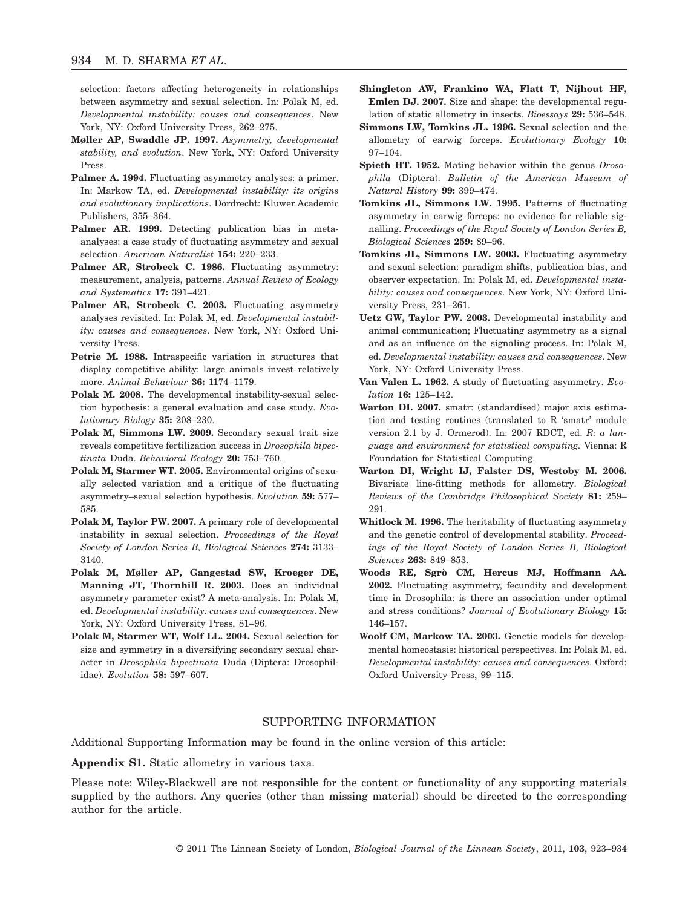selection: factors affecting heterogeneity in relationships between asymmetry and sexual selection. In: Polak M, ed. *Developmental instability: causes and consequences*. New York, NY: Oxford University Press, 262–275.

**Møller AP, Swaddle JP. 1997.** *Asymmetry, developmental stability, and evolution*. New York, NY: Oxford University Press.

**Palmer A. 1994.** Fluctuating asymmetry analyses: a primer. In: Markow TA, ed. *Developmental instability: its origins and evolutionary implications*. Dordrecht: Kluwer Academic Publishers, 355–364.

**Palmer AR. 1999.** Detecting publication bias in meta-analyses: a case study of fluctuating asymmetry and sexual selection. *American Naturalist* **154:** 220–233.

**Palmer AR, Strobeck C. 1986.** Fluctuating asymmetry: measurement, analysis, patterns. *Annual Review of Ecology and Systematics* **17:** 391–421.

**Palmer AR, Strobeck C. 2003.** Fluctuating asymmetry analyses revisited. In: Polak M, ed. *Developmental instability: causes and consequences*. New York, NY: Oxford University Press.

**Petrie M. 1988.** Intraspecific variation in structures that display competitive ability: large animals invest relatively more. *Animal Behaviour* **36:** 1174–1179.

**Polak M. 2008.** The developmental instability-sexual selection hypothesis: a general evaluation and case study. *Evolutionary Biology* **35:** 208–230.

**Polak M, Simmons LW. 2009.** Secondary sexual trait size reveals competitive fertilization success in *Drosophila bipectinata* Duda. *Behavioral Ecology* **20:** 753–760.

**Polak M, Starmer WT. 2005.** Environmental origins of sexually selected variation and a critique of the fluctuating asymmetry–sexual selection hypothesis. *Evolution* **59:** 577–585.

**Polak M, Taylor PW. 2007.** A primary role of developmental instability in sexual selection. *Proceedings of the Royal Society of London Series B, Biological Sciences* **274:** 3133–3140.

**Polak M, Møller AP, Gangestad SW, Kroeger DE, Manning JT, Thornhill R. 2003.** Does an individual asymmetry parameter exist? A meta-analysis. In: Polak M, ed. *Developmental instability: causes and consequences*. New York, NY: Oxford University Press, 81–96.

**Polak M, Starmer WT, Wolf LL. 2004.** Sexual selection for size and symmetry in a diversifying secondary sexual character in *Drosophila bipectinata* Duda (Diptera: Drosophilidae). *Evolution* **58:** 597–607.

**Shingleton AW, Frankino WA, Flatt T, Nijhout HF, Emlen DJ. 2007.** Size and shape: the developmental regulation of static allometry in insects. *Bioessays* **29:** 536–548.

**Simmons LW, Tomkins JL. 1996.** Sexual selection and the allometry of earwig forceps. *Evolutionary Ecology* **10:** 97–104.

**Spieth HT. 1952.** Mating behavior within the genus *Drosophila* (Diptera). *Bulletin of the American Museum of Natural History* **99:** 399–474.

**Tomkins JL, Simmons LW. 1995.** Patterns of fluctuating asymmetry in earwig forceps: no evidence for reliable signalling. *Proceedings of the Royal Society of London Series B, Biological Sciences* **259:** 89–96.

**Tomkins JL, Simmons LW. 2003.** Fluctuating asymmetry and sexual selection: paradigm shifts, publication bias, and observer expectation. In: Polak M, ed. *Developmental instability: causes and consequences*. New York, NY: Oxford University Press, 231–261.

**Uetz GW, Taylor PW. 2003.** Developmental instability and animal communication; Fluctuating asymmetry as a signal and as an influence on the signaling process. In: Polak M, ed. *Developmental instability: causes and consequences*. New York, NY: Oxford University Press.

**Van Valen L. 1962.** A study of fluctuating asymmetry. *Evolution* **16:** 125–142.

**Warton DI. 2007.** smatr: (standardised) major axis estimation and testing routines (translated to R 'smatr' module version 2.1 by J. Ormerod). In: 2007 RDCT, ed. *R: a language and environment for statistical computing.* Vienna: R Foundation for Statistical Computing.

**Warton DI, Wright IJ, Falster DS, Westoby M. 2006.** Bivariate line-fitting methods for allometry. *Biological Reviews of the Cambridge Philosophical Society* **81:** 259–291.

**Whitlock M. 1996.** The heritability of fluctuating asymmetry and the genetic control of developmental stability. *Proceedings of the Royal Society of London Series B, Biological Sciences* **263:** 849–853.

**Woods RE, Sgrò CM, Hercus MJ, Hoffmann AA. 2002.** Fluctuating asymmetry, fecundity and development time in Drosophila: is there an association under optimal and stress conditions? *Journal of Evolutionary Biology* **15:** 146–157.

**Woolf CM, Markow TA. 2003.** Genetic models for developmental homeostasis: historical perspectives. In: Polak M, ed. *Developmental instability: causes and consequences*. Oxford: Oxford University Press, 99–115.

## SUPPORTING INFORMATION

Additional Supporting Information may be found in the online version of this article:

**Appendix S1.** Static allometry in various taxa.

Please note: Wiley-Blackwell are not responsible for the content or functionality of any supporting materials supplied by the authors. Any queries (other than missing material) should be directed to the corresponding author for the article.